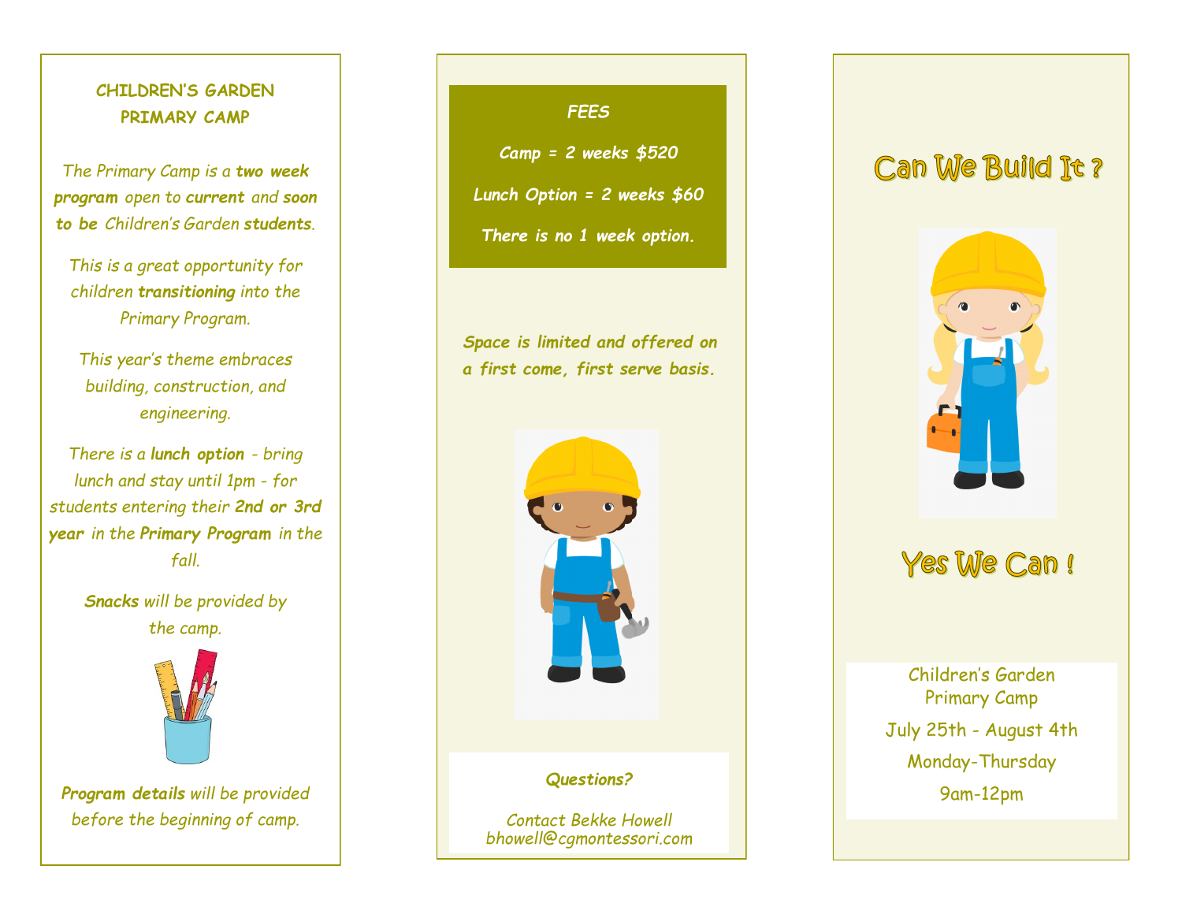## CHILDREN'S GARDEN PRIMARY CAMP

*The Primary Camp is a **two week program** open to **current** and **soon to be** Children's Garden **students**.*

*This is a great opportunity for children **transitioning** into the Primary Program.*

*This year's theme embraces building, construction, and engineering.*

*There is a **lunch option** - bring lunch and stay until 1pm - for students entering their **2nd or 3rd year** in the **Primary Program** in the fall.*

***Snacks** will be provided by the camp.*

***Program details** will be provided before the beginning of camp.*

***FEES***

***Camp = 2 weeks $520***

***Lunch Option = 2 weeks $60***

***There is no 1 week option.***

***Space is limited and offered on a first come, first serve basis.***

***Questions?***

*Contact Bekke Howell*
*bhowell@cgmontessori.com*

# Can We Build It ?

# Yes We Can !

Children's Garden
Primary Camp

July 25th - August 4th

Monday-Thursday

9am-12pm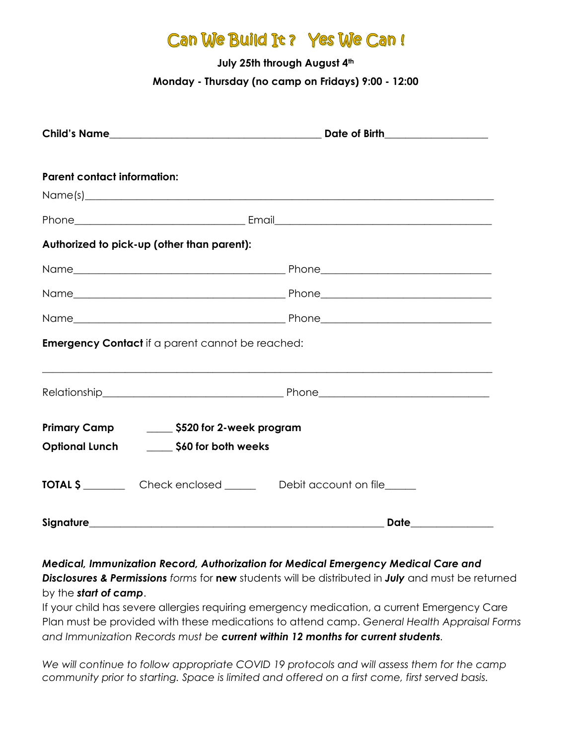# Can We Build It ? Yes We Can !

**July 25th through August 4th**

**Monday - Thursday (no camp on Fridays) 9:00 - 12:00**

**Child's Name**_______________________________________ **Date of Birth**__________________

**Parent contact information:**

Name(s)_____________________________________________________________________________

Phone_______________________________ Email_______________________________________

**Authorized to pick-up (other than parent):**

Name_______________________________________ Phone______________________________

Name_______________________________________ Phone______________________________

Name_______________________________________ Phone______________________________

**Emergency Contact** if a parent cannot be reached:

_____________________________________________________________________________________

Relationship________________________________ Phone______________________________

**Primary Camp** _____ **$520 for 2-week program**

**Optional Lunch** _____ **$60 for both weeks**

**TOTAL $** ________ Check enclosed ______ Debit account on file______

**Signature**______________________________________________________ **Date**_______________

***Medical, Immunization Record, Authorization for Medical Emergency Medical Care and Disclosures & Permissions*** *forms* for **new** students will be distributed in ***July*** and must be returned by the ***start of camp***.

If your child has severe allergies requiring emergency medication, a current Emergency Care Plan must be provided with these medications to attend camp. *General Health Appraisal Forms and Immunization Records must be* ***current within 12 months for current students****.*

*We will continue to follow appropriate COVID 19 protocols and will assess them for the camp community prior to starting. Space is limited and offered on a first come, first served basis.*